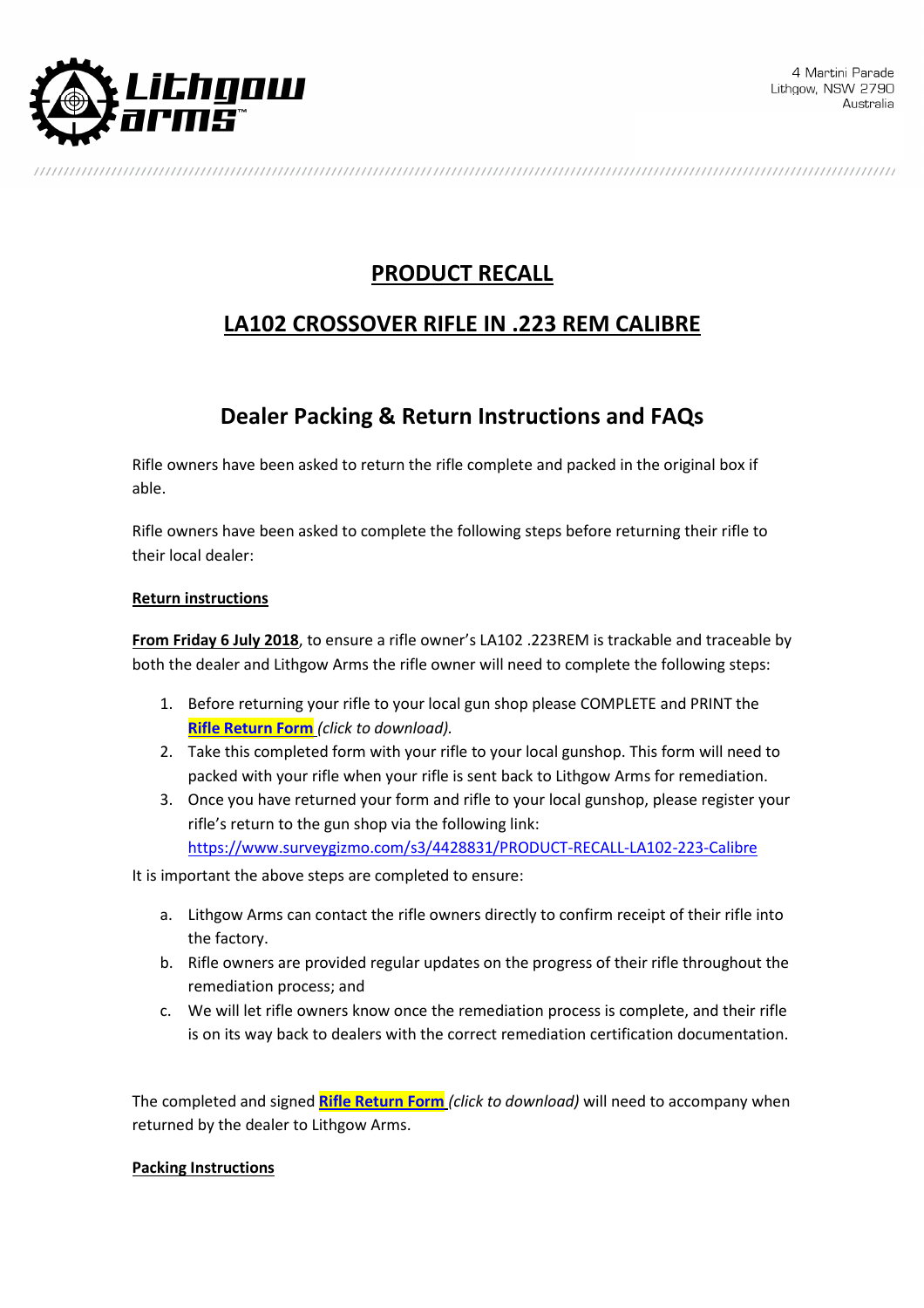4 Martini Parade
Lithgow, NSW 2790
Australia

# PRODUCT RECALL

# LA102 CROSSOVER RIFLE IN .223 REM CALIBRE

## Dealer Packing & Return Instructions and FAQs

Rifle owners have been asked to return the rifle complete and packed in the original box if able.

Rifle owners have been asked to complete the following steps before returning their rifle to their local dealer:

**Return instructions**

**From Friday 6 July 2018**, to ensure a rifle owner's LA102 .223REM is trackable and traceable by both the dealer and Lithgow Arms the rifle owner will need to complete the following steps:

1. Before returning your rifle to your local gun shop please COMPLETE and PRINT the **Rifle Return Form** *(click to download).*
2. Take this completed form with your rifle to your local gunshop. This form will need to packed with your rifle when your rifle is sent back to Lithgow Arms for remediation.
3. Once you have returned your form and rifle to your local gunshop, please register your rifle's return to the gun shop via the following link: https://www.surveygizmo.com/s3/4428831/PRODUCT-RECALL-LA102-223-Calibre

It is important the above steps are completed to ensure:

a. Lithgow Arms can contact the rifle owners directly to confirm receipt of their rifle into the factory.
b. Rifle owners are provided regular updates on the progress of their rifle throughout the remediation process; and
c. We will let rifle owners know once the remediation process is complete, and their rifle is on its way back to dealers with the correct remediation certification documentation.

The completed and signed **Rifle Return Form** *(click to download)* will need to accompany when returned by the dealer to Lithgow Arms.

**Packing Instructions**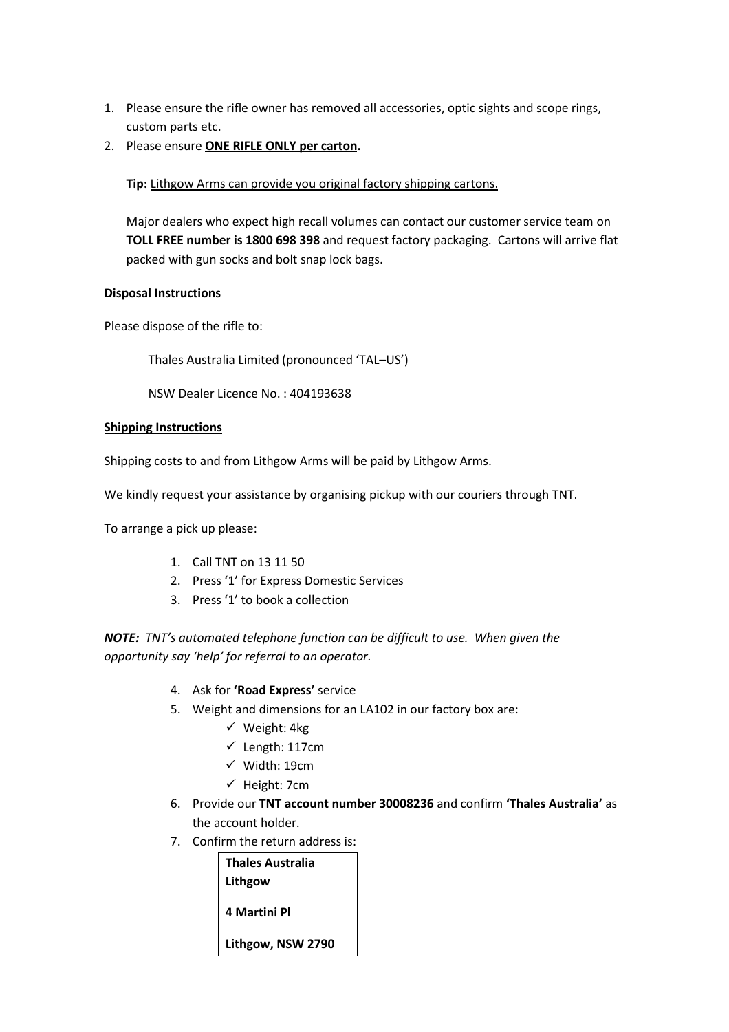1. Please ensure the rifle owner has removed all accessories, optic sights and scope rings, custom parts etc.
2. Please ensure **ONE RIFLE ONLY per carton.**

   **Tip:** Lithgow Arms can provide you original factory shipping cartons.

   Major dealers who expect high recall volumes can contact our customer service team on **TOLL FREE number is 1800 698 398** and request factory packaging. Cartons will arrive flat packed with gun socks and bolt snap lock bags.

**Disposal Instructions**

Please dispose of the rifle to:

Thales Australia Limited (pronounced 'TAL–US')

NSW Dealer Licence No. : 404193638

**Shipping Instructions**

Shipping costs to and from Lithgow Arms will be paid by Lithgow Arms.

We kindly request your assistance by organising pickup with our couriers through TNT.

To arrange a pick up please:

1. Call TNT on 13 11 50
2. Press '1' for Express Domestic Services
3. Press '1' to book a collection

***NOTE:*** *TNT's automated telephone function can be difficult to use. When given the opportunity say 'help' for referral to an operator.*

4. Ask for **'Road Express'** service
5. Weight and dimensions for an LA102 in our factory box are:
   - ✓ Weight: 4kg
   - ✓ Length: 117cm
   - ✓ Width: 19cm
   - ✓ Height: 7cm
6. Provide our **TNT account number 30008236** and confirm **'Thales Australia'** as the account holder.
7. Confirm the return address is:

   **Thales Australia Lithgow**

   **4 Martini Pl**

   **Lithgow, NSW 2790**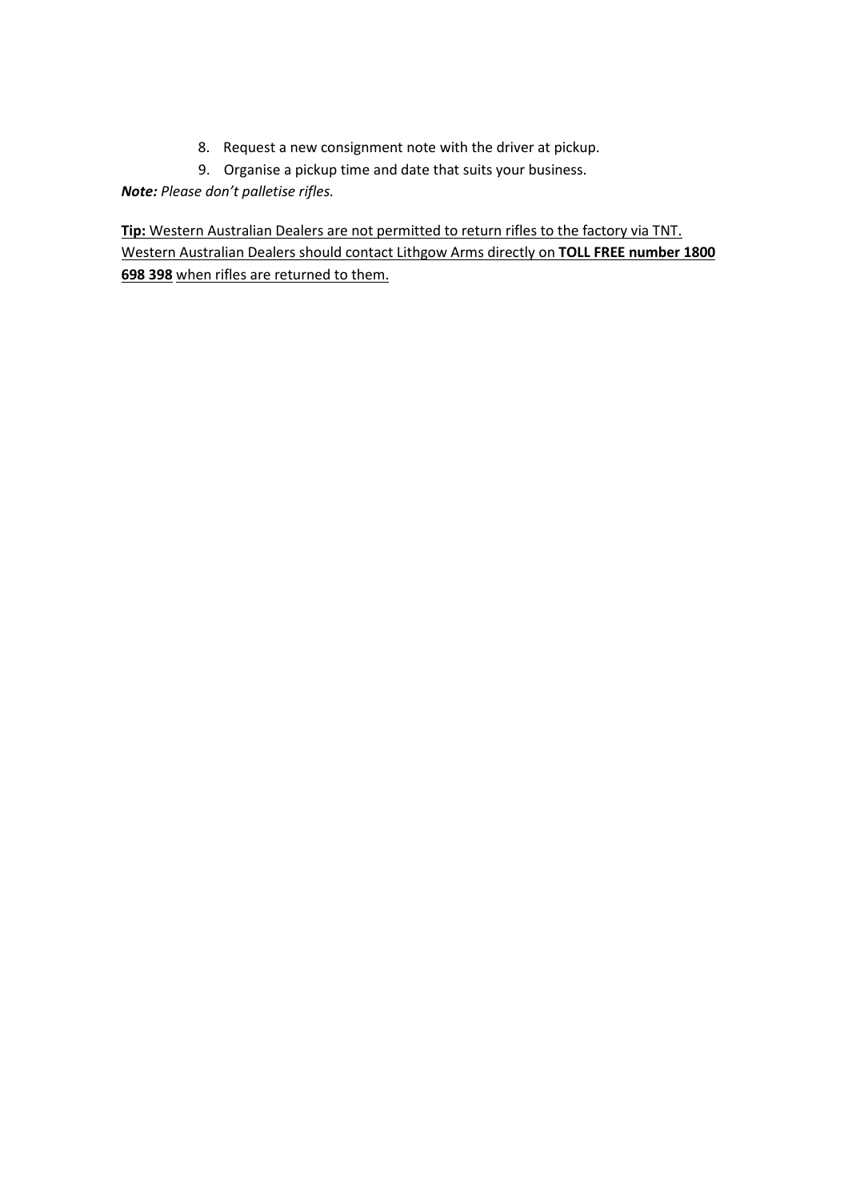8. Request a new consignment note with the driver at pickup.
9. Organise a pickup time and date that suits your business.

***Note:*** *Please don't palletise rifles.*

<u>**Tip:** Western Australian Dealers are not permitted to return rifles to the factory via TNT. Western Australian Dealers should contact Lithgow Arms directly on **TOLL FREE number 1800 698 398** when rifles are returned to them.</u>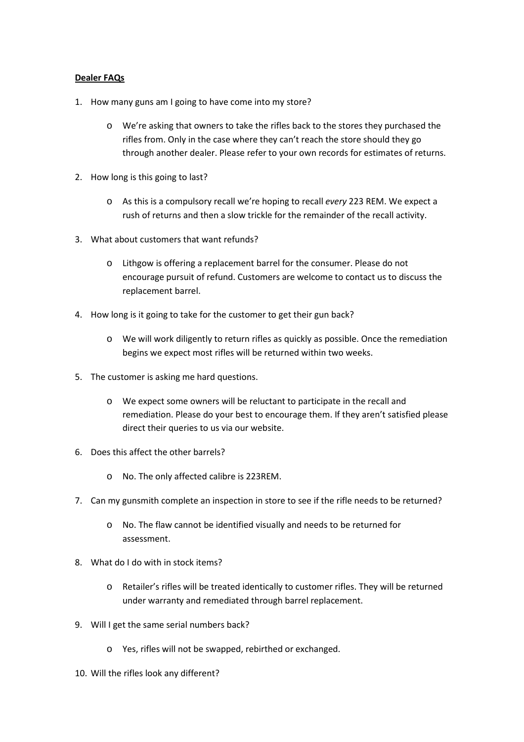**Dealer FAQs**

1. How many guns am I going to have come into my store?
   - We're asking that owners to take the rifles back to the stores they purchased the rifles from. Only in the case where they can't reach the store should they go through another dealer. Please refer to your own records for estimates of returns.

2. How long is this going to last?
   - As this is a compulsory recall we're hoping to recall *every* 223 REM. We expect a rush of returns and then a slow trickle for the remainder of the recall activity.

3. What about customers that want refunds?
   - Lithgow is offering a replacement barrel for the consumer. Please do not encourage pursuit of refund. Customers are welcome to contact us to discuss the replacement barrel.

4. How long is it going to take for the customer to get their gun back?
   - We will work diligently to return rifles as quickly as possible. Once the remediation begins we expect most rifles will be returned within two weeks.

5. The customer is asking me hard questions.
   - We expect some owners will be reluctant to participate in the recall and remediation. Please do your best to encourage them. If they aren't satisfied please direct their queries to us via our website.

6. Does this affect the other barrels?
   - No. The only affected calibre is 223REM.

7. Can my gunsmith complete an inspection in store to see if the rifle needs to be returned?
   - No. The flaw cannot be identified visually and needs to be returned for assessment.

8. What do I do with in stock items?
   - Retailer's rifles will be treated identically to customer rifles. They will be returned under warranty and remediated through barrel replacement.

9. Will I get the same serial numbers back?
   - Yes, rifles will not be swapped, rebirthed or exchanged.

10. Will the rifles look any different?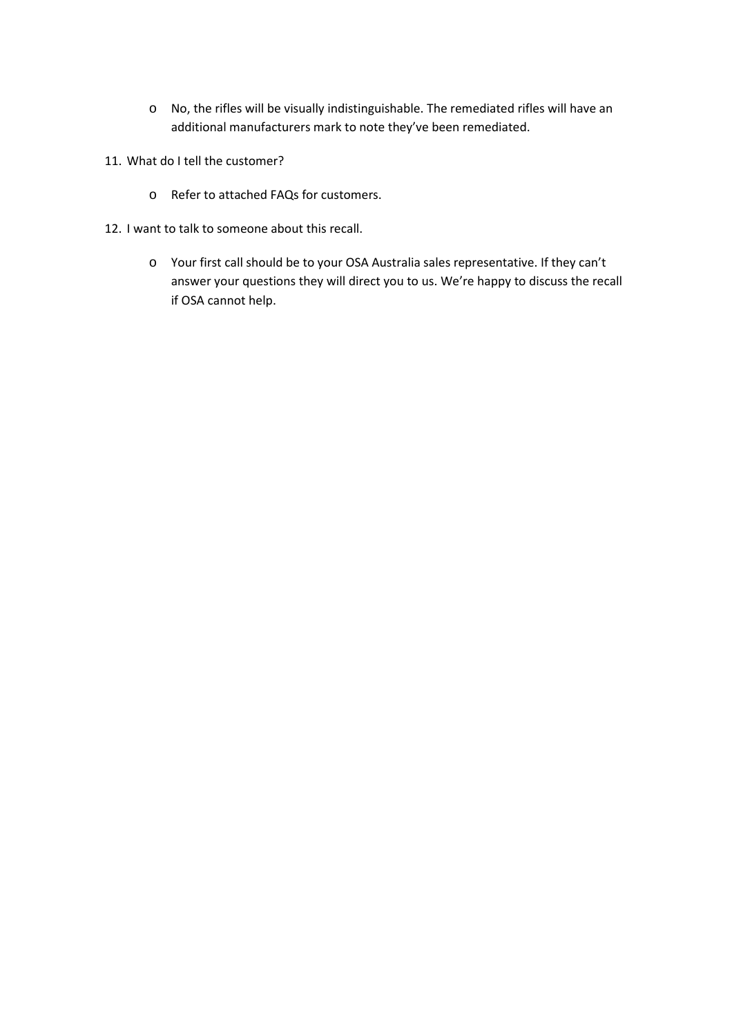- No, the rifles will be visually indistinguishable. The remediated rifles will have an additional manufacturers mark to note they've been remediated.

11. What do I tell the customer?

    - Refer to attached FAQs for customers.

12. I want to talk to someone about this recall.

    - Your first call should be to your OSA Australia sales representative. If they can't answer your questions they will direct you to us. We're happy to discuss the recall if OSA cannot help.